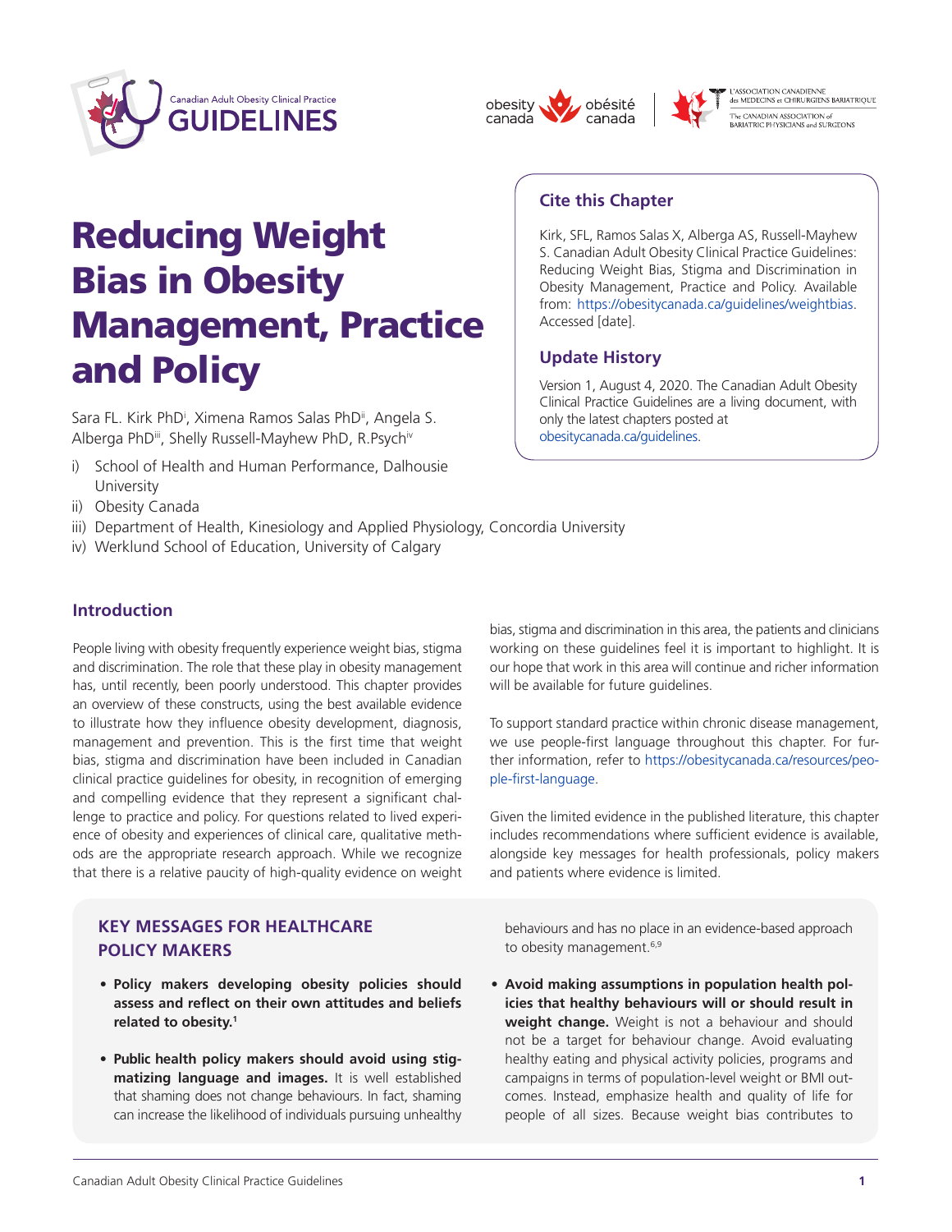# Reducing Weight Bias in Obesity Management, Practice and Policy

Sara FL. Kirk PhD[i], Ximena Ramos Salas PhD[ii], Angela S. Alberga PhD[iii], Shelly Russell-Mayhew PhD, R.Psych[iv]

i) School of Health and Human Performance, Dalhousie University
ii) Obesity Canada
iii) Department of Health, Kinesiology and Applied Physiology, Concordia University
iv) Werklund School of Education, University of Calgary

### Cite this Chapter

Kirk, SFL, Ramos Salas X, Alberga AS, Russell-Mayhew S. Canadian Adult Obesity Clinical Practice Guidelines: Reducing Weight Bias, Stigma and Discrimination in Obesity Management, Practice and Policy. Available from: https://obesitycanada.ca/guidelines/weightbias. Accessed [date].

### Update History

Version 1, August 4, 2020. The Canadian Adult Obesity Clinical Practice Guidelines are a living document, with only the latest chapters posted at obesitycanada.ca/guidelines.

## Introduction

People living with obesity frequently experience weight bias, stigma and discrimination. The role that these play in obesity management has, until recently, been poorly understood. This chapter provides an overview of these constructs, using the best available evidence to illustrate how they influence obesity development, diagnosis, management and prevention. This is the first time that weight bias, stigma and discrimination have been included in Canadian clinical practice guidelines for obesity, in recognition of emerging and compelling evidence that they represent a significant challenge to practice and policy. For questions related to lived experience of obesity and experiences of clinical care, qualitative methods are the appropriate research approach. While we recognize that there is a relative paucity of high-quality evidence on weight bias, stigma and discrimination in this area, the patients and clinicians working on these guidelines feel it is important to highlight. It is our hope that work in this area will continue and richer information will be available for future guidelines.

To support standard practice within chronic disease management, we use people-first language throughout this chapter. For further information, refer to https://obesitycanada.ca/resources/people-first-language.

Given the limited evidence in the published literature, this chapter includes recommendations where sufficient evidence is available, alongside key messages for health professionals, policy makers and patients where evidence is limited.

### KEY MESSAGES FOR HEALTHCARE POLICY MAKERS

- **Policy makers developing obesity policies should assess and reflect on their own attitudes and beliefs related to obesity.[1]**
- **Public health policy makers should avoid using stigmatizing language and images.** It is well established that shaming does not change behaviours. In fact, shaming can increase the likelihood of individuals pursuing unhealthy behaviours and has no place in an evidence-based approach to obesity management.[6,9]
- **Avoid making assumptions in population health policies that healthy behaviours will or should result in weight change.** Weight is not a behaviour and should not be a target for behaviour change. Avoid evaluating healthy eating and physical activity policies, programs and campaigns in terms of population-level weight or BMI outcomes. Instead, emphasize health and quality of life for people of all sizes. Because weight bias contributes to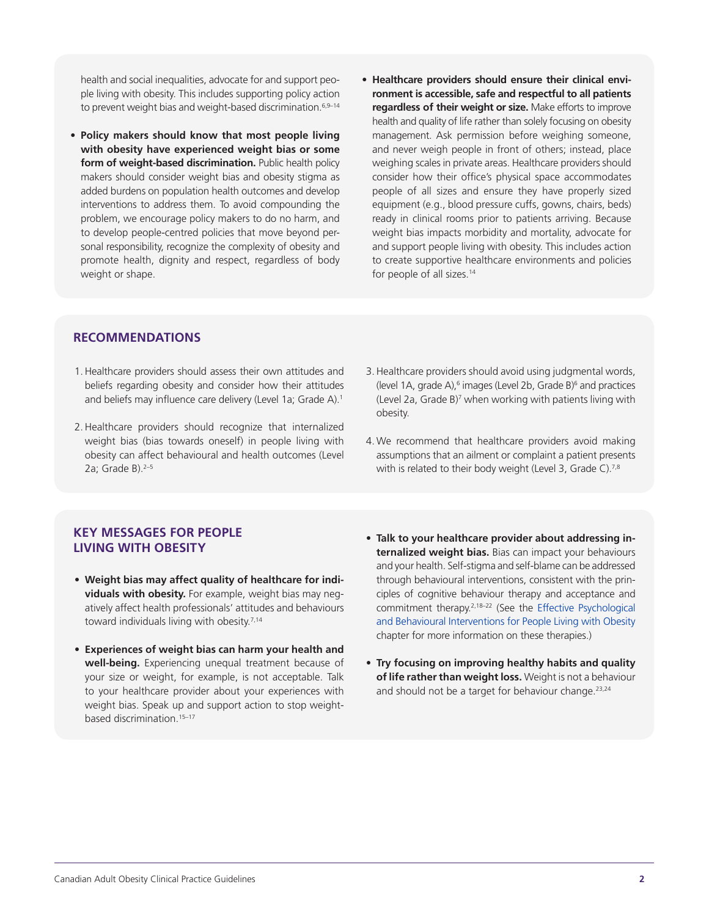health and social inequalities, advocate for and support people living with obesity. This includes supporting policy action to prevent weight bias and weight-based discrimination.[6,9–14]

- **Policy makers should know that most people living with obesity have experienced weight bias or some form of weight-based discrimination.** Public health policy makers should consider weight bias and obesity stigma as added burdens on population health outcomes and develop interventions to address them. To avoid compounding the problem, we encourage policy makers to do no harm, and to develop people-centred policies that move beyond personal responsibility, recognize the complexity of obesity and promote health, dignity and respect, regardless of body weight or shape.
- **Healthcare providers should ensure their clinical environment is accessible, safe and respectful to all patients regardless of their weight or size.** Make efforts to improve health and quality of life rather than solely focusing on obesity management. Ask permission before weighing someone, and never weigh people in front of others; instead, place weighing scales in private areas. Healthcare providers should consider how their office's physical space accommodates people of all sizes and ensure they have properly sized equipment (e.g., blood pressure cuffs, gowns, chairs, beds) ready in clinical rooms prior to patients arriving. Because weight bias impacts morbidity and mortality, advocate for and support people living with obesity. This includes action to create supportive healthcare environments and policies for people of all sizes.[14]

## RECOMMENDATIONS

1. Healthcare providers should assess their own attitudes and beliefs regarding obesity and consider how their attitudes and beliefs may influence care delivery (Level 1a; Grade A).[1]
2. Healthcare providers should recognize that internalized weight bias (bias towards oneself) in people living with obesity can affect behavioural and health outcomes (Level 2a; Grade B).[2–5]
3. Healthcare providers should avoid using judgmental words, (level 1A, grade A),[6] images (Level 2b, Grade B)[6] and practices (Level 2a, Grade B)[7] when working with patients living with obesity.
4. We recommend that healthcare providers avoid making assumptions that an ailment or complaint a patient presents with is related to their body weight (Level 3, Grade C).[7,8]

## KEY MESSAGES FOR PEOPLE LIVING WITH OBESITY

- **Weight bias may affect quality of healthcare for individuals with obesity.** For example, weight bias may negatively affect health professionals' attitudes and behaviours toward individuals living with obesity.[7,14]
- **Experiences of weight bias can harm your health and well-being.** Experiencing unequal treatment because of your size or weight, for example, is not acceptable. Talk to your healthcare provider about your experiences with weight bias. Speak up and support action to stop weight-based discrimination.[15–17]
- **Talk to your healthcare provider about addressing internalized weight bias.** Bias can impact your behaviours and your health. Self-stigma and self-blame can be addressed through behavioural interventions, consistent with the principles of cognitive behaviour therapy and acceptance and commitment therapy.[2,18–22] (See the Effective Psychological and Behavioural Interventions for People Living with Obesity chapter for more information on these therapies.)
- **Try focusing on improving healthy habits and quality of life rather than weight loss.** Weight is not a behaviour and should not be a target for behaviour change.[23,24]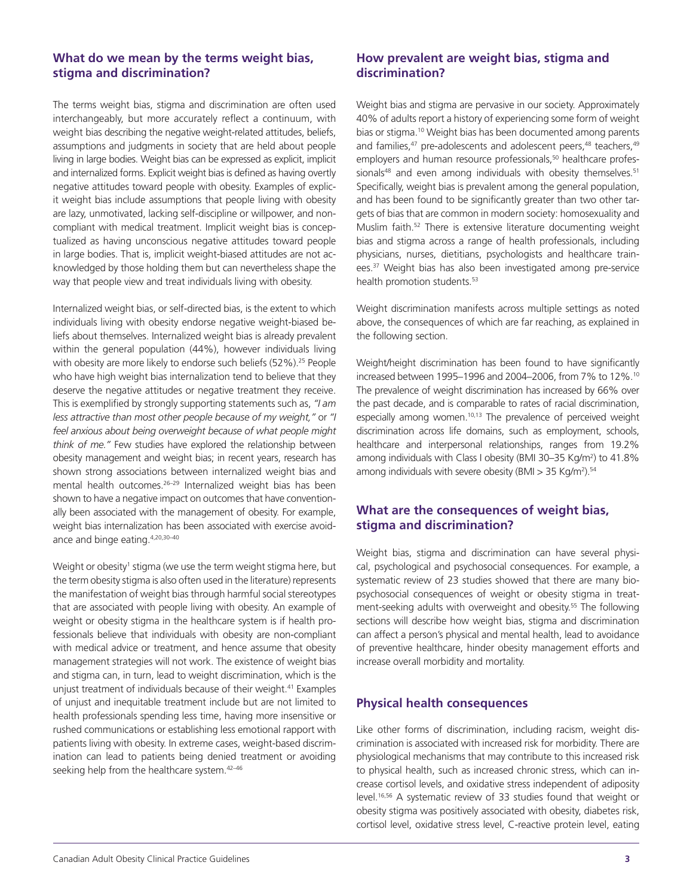## What do we mean by the terms weight bias, stigma and discrimination?

The terms weight bias, stigma and discrimination are often used interchangeably, but more accurately reflect a continuum, with weight bias describing the negative weight-related attitudes, beliefs, assumptions and judgments in society that are held about people living in large bodies. Weight bias can be expressed as explicit, implicit and internalized forms. Explicit weight bias is defined as having overtly negative attitudes toward people with obesity. Examples of explicit weight bias include assumptions that people living with obesity are lazy, unmotivated, lacking self-discipline or willpower, and non-compliant with medical treatment. Implicit weight bias is conceptualized as having unconscious negative attitudes toward people in large bodies. That is, implicit weight-biased attitudes are not acknowledged by those holding them but can nevertheless shape the way that people view and treat individuals living with obesity.

Internalized weight bias, or self-directed bias, is the extent to which individuals living with obesity endorse negative weight-biased beliefs about themselves. Internalized weight bias is already prevalent within the general population (44%), however individuals living with obesity are more likely to endorse such beliefs (52%).[25] People who have high weight bias internalization tend to believe that they deserve the negative attitudes or negative treatment they receive. This is exemplified by strongly supporting statements such as, *"I am less attractive than most other people because of my weight,"* or *"I feel anxious about being overweight because of what people might think of me."* Few studies have explored the relationship between obesity management and weight bias; in recent years, research has shown strong associations between internalized weight bias and mental health outcomes.[26–29] Internalized weight bias has been shown to have a negative impact on outcomes that have conventionally been associated with the management of obesity. For example, weight bias internalization has been associated with exercise avoidance and binge eating.[4,20,30–40]

Weight or obesity[1] stigma (we use the term weight stigma here, but the term obesity stigma is also often used in the literature) represents the manifestation of weight bias through harmful social stereotypes that are associated with people living with obesity. An example of weight or obesity stigma in the healthcare system is if health professionals believe that individuals with obesity are non-compliant with medical advice or treatment, and hence assume that obesity management strategies will not work. The existence of weight bias and stigma can, in turn, lead to weight discrimination, which is the unjust treatment of individuals because of their weight.[41] Examples of unjust and inequitable treatment include but are not limited to health professionals spending less time, having more insensitive or rushed communications or establishing less emotional rapport with patients living with obesity. In extreme cases, weight-based discrimination can lead to patients being denied treatment or avoiding seeking help from the healthcare system.[42–46]

## How prevalent are weight bias, stigma and discrimination?

Weight bias and stigma are pervasive in our society. Approximately 40% of adults report a history of experiencing some form of weight bias or stigma.[10] Weight bias has been documented among parents and families,[47] pre-adolescents and adolescent peers,[48] teachers,[49] employers and human resource professionals,[50] healthcare professionals[48] and even among individuals with obesity themselves.[51] Specifically, weight bias is prevalent among the general population, and has been found to be significantly greater than two other targets of bias that are common in modern society: homosexuality and Muslim faith.[52] There is extensive literature documenting weight bias and stigma across a range of health professionals, including physicians, nurses, dietitians, psychologists and healthcare trainees.[37] Weight bias has also been investigated among pre-service health promotion students.[53]

Weight discrimination manifests across multiple settings as noted above, the consequences of which are far reaching, as explained in the following section.

Weight/height discrimination has been found to have significantly increased between 1995–1996 and 2004–2006, from 7% to 12%.[10] The prevalence of weight discrimination has increased by 66% over the past decade, and is comparable to rates of racial discrimination, especially among women.[10,13] The prevalence of perceived weight discrimination across life domains, such as employment, schools, healthcare and interpersonal relationships, ranges from 19.2% among individuals with Class I obesity (BMI 30–35 $Kg/m^2$) to 41.8% among individuals with severe obesity (BMI > 35 $Kg/m^2$).[54]

## What are the consequences of weight bias, stigma and discrimination?

Weight bias, stigma and discrimination can have several physical, psychological and psychosocial consequences. For example, a systematic review of 23 studies showed that there are many biopsychosocial consequences of weight or obesity stigma in treatment-seeking adults with overweight and obesity.[55] The following sections will describe how weight bias, stigma and discrimination can affect a person's physical and mental health, lead to avoidance of preventive healthcare, hinder obesity management efforts and increase overall morbidity and mortality.

### Physical health consequences

Like other forms of discrimination, including racism, weight discrimination is associated with increased risk for morbidity. There are physiological mechanisms that may contribute to this increased risk to physical health, such as increased chronic stress, which can increase cortisol levels, and oxidative stress independent of adiposity level.[16,56] A systematic review of 33 studies found that weight or obesity stigma was positively associated with obesity, diabetes risk, cortisol level, oxidative stress level, C-reactive protein level, eating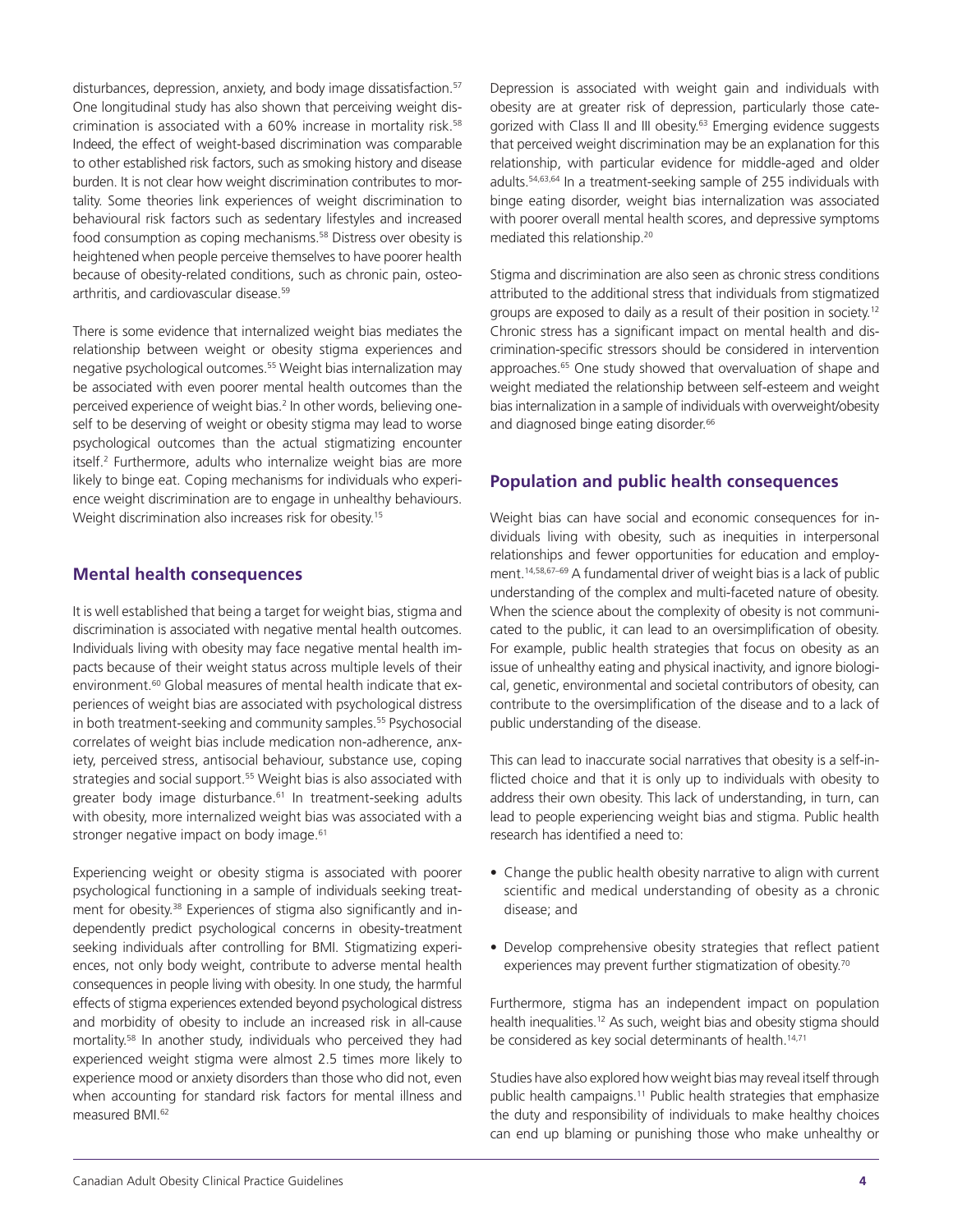disturbances, depression, anxiety, and body image dissatisfaction.[57] One longitudinal study has also shown that perceiving weight discrimination is associated with a 60% increase in mortality risk.[58] Indeed, the effect of weight-based discrimination was comparable to other established risk factors, such as smoking history and disease burden. It is not clear how weight discrimination contributes to mortality. Some theories link experiences of weight discrimination to behavioural risk factors such as sedentary lifestyles and increased food consumption as coping mechanisms.[58] Distress over obesity is heightened when people perceive themselves to have poorer health because of obesity-related conditions, such as chronic pain, osteoarthritis, and cardiovascular disease.[59]

There is some evidence that internalized weight bias mediates the relationship between weight or obesity stigma experiences and negative psychological outcomes.[55] Weight bias internalization may be associated with even poorer mental health outcomes than the perceived experience of weight bias.[2] In other words, believing oneself to be deserving of weight or obesity stigma may lead to worse psychological outcomes than the actual stigmatizing encounter itself.[2] Furthermore, adults who internalize weight bias are more likely to binge eat. Coping mechanisms for individuals who experience weight discrimination are to engage in unhealthy behaviours. Weight discrimination also increases risk for obesity.[15]

## Mental health consequences

It is well established that being a target for weight bias, stigma and discrimination is associated with negative mental health outcomes. Individuals living with obesity may face negative mental health impacts because of their weight status across multiple levels of their environment.[60] Global measures of mental health indicate that experiences of weight bias are associated with psychological distress in both treatment-seeking and community samples.[55] Psychosocial correlates of weight bias include medication non-adherence, anxiety, perceived stress, antisocial behaviour, substance use, coping strategies and social support.[55] Weight bias is also associated with greater body image disturbance.[61] In treatment-seeking adults with obesity, more internalized weight bias was associated with a stronger negative impact on body image.[61]

Experiencing weight or obesity stigma is associated with poorer psychological functioning in a sample of individuals seeking treatment for obesity.[38] Experiences of stigma also significantly and independently predict psychological concerns in obesity-treatment seeking individuals after controlling for BMI. Stigmatizing experiences, not only body weight, contribute to adverse mental health consequences in people living with obesity. In one study, the harmful effects of stigma experiences extended beyond psychological distress and morbidity of obesity to include an increased risk in all-cause mortality.[58] In another study, individuals who perceived they had experienced weight stigma were almost 2.5 times more likely to experience mood or anxiety disorders than those who did not, even when accounting for standard risk factors for mental illness and measured BMI.[62]

Depression is associated with weight gain and individuals with obesity are at greater risk of depression, particularly those categorized with Class II and III obesity.[63] Emerging evidence suggests that perceived weight discrimination may be an explanation for this relationship, with particular evidence for middle-aged and older adults.[54,63,64] In a treatment-seeking sample of 255 individuals with binge eating disorder, weight bias internalization was associated with poorer overall mental health scores, and depressive symptoms mediated this relationship.[20]

Stigma and discrimination are also seen as chronic stress conditions attributed to the additional stress that individuals from stigmatized groups are exposed to daily as a result of their position in society.[12] Chronic stress has a significant impact on mental health and discrimination-specific stressors should be considered in intervention approaches.[65] One study showed that overvaluation of shape and weight mediated the relationship between self-esteem and weight bias internalization in a sample of individuals with overweight/obesity and diagnosed binge eating disorder.[66]

## Population and public health consequences

Weight bias can have social and economic consequences for individuals living with obesity, such as inequities in interpersonal relationships and fewer opportunities for education and employment.[14,58,67–69] A fundamental driver of weight bias is a lack of public understanding of the complex and multi-faceted nature of obesity. When the science about the complexity of obesity is not communicated to the public, it can lead to an oversimplification of obesity. For example, public health strategies that focus on obesity as an issue of unhealthy eating and physical inactivity, and ignore biological, genetic, environmental and societal contributors of obesity, can contribute to the oversimplification of the disease and to a lack of public understanding of the disease.

This can lead to inaccurate social narratives that obesity is a self-inflicted choice and that it is only up to individuals with obesity to address their own obesity. This lack of understanding, in turn, can lead to people experiencing weight bias and stigma. Public health research has identified a need to:

- Change the public health obesity narrative to align with current scientific and medical understanding of obesity as a chronic disease; and
- Develop comprehensive obesity strategies that reflect patient experiences may prevent further stigmatization of obesity.[70]

Furthermore, stigma has an independent impact on population health inequalities.[12] As such, weight bias and obesity stigma should be considered as key social determinants of health.[14,71]

Studies have also explored how weight bias may reveal itself through public health campaigns.[11] Public health strategies that emphasize the duty and responsibility of individuals to make healthy choices can end up blaming or punishing those who make unhealthy or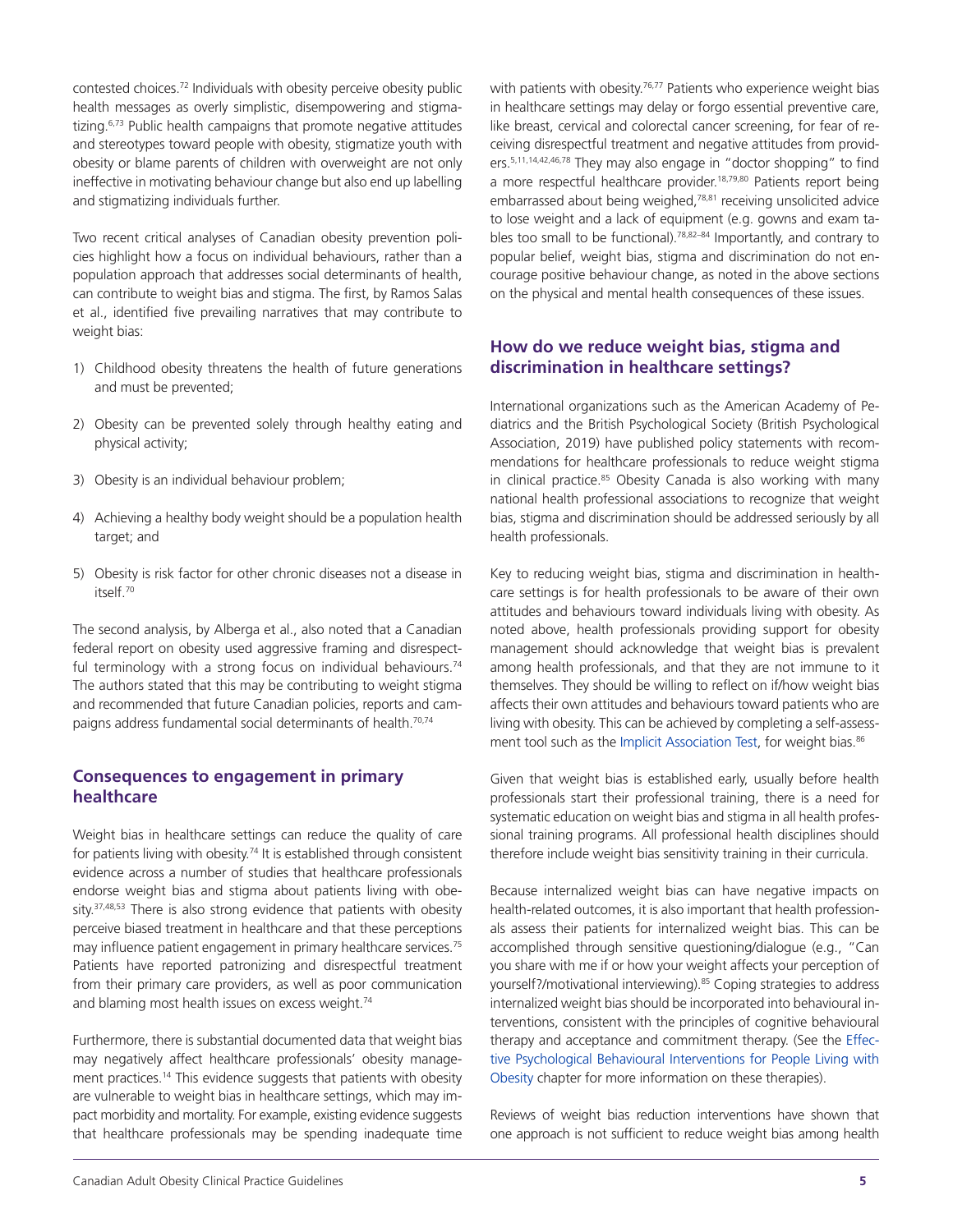contested choices.[72] Individuals with obesity perceive obesity public health messages as overly simplistic, disempowering and stigmatizing.[6,73] Public health campaigns that promote negative attitudes and stereotypes toward people with obesity, stigmatize youth with obesity or blame parents of children with overweight are not only ineffective in motivating behaviour change but also end up labelling and stigmatizing individuals further.

Two recent critical analyses of Canadian obesity prevention policies highlight how a focus on individual behaviours, rather than a population approach that addresses social determinants of health, can contribute to weight bias and stigma. The first, by Ramos Salas et al., identified five prevailing narratives that may contribute to weight bias:

1) Childhood obesity threatens the health of future generations and must be prevented;
2) Obesity can be prevented solely through healthy eating and physical activity;
3) Obesity is an individual behaviour problem;
4) Achieving a healthy body weight should be a population health target; and
5) Obesity is risk factor for other chronic diseases not a disease in itself.[70]

The second analysis, by Alberga et al., also noted that a Canadian federal report on obesity used aggressive framing and disrespectful terminology with a strong focus on individual behaviours.[74] The authors stated that this may be contributing to weight stigma and recommended that future Canadian policies, reports and campaigns address fundamental social determinants of health.[70,74]

## Consequences to engagement in primary healthcare

Weight bias in healthcare settings can reduce the quality of care for patients living with obesity.[74] It is established through consistent evidence across a number of studies that healthcare professionals endorse weight bias and stigma about patients living with obesity.[37,48,53] There is also strong evidence that patients with obesity perceive biased treatment in healthcare and that these perceptions may influence patient engagement in primary healthcare services.[75] Patients have reported patronizing and disrespectful treatment from their primary care providers, as well as poor communication and blaming most health issues on excess weight.[74]

Furthermore, there is substantial documented data that weight bias may negatively affect healthcare professionals' obesity management practices.[14] This evidence suggests that patients with obesity are vulnerable to weight bias in healthcare settings, which may impact morbidity and mortality. For example, existing evidence suggests that healthcare professionals may be spending inadequate time with patients with obesity.[76,77] Patients who experience weight bias in healthcare settings may delay or forgo essential preventive care, like breast, cervical and colorectal cancer screening, for fear of receiving disrespectful treatment and negative attitudes from providers.[5,11,14,42,46,78] They may also engage in "doctor shopping" to find a more respectful healthcare provider.[18,79,80] Patients report being embarrassed about being weighed,[78,81] receiving unsolicited advice to lose weight and a lack of equipment (e.g. gowns and exam tables too small to be functional).[78,82–84] Importantly, and contrary to popular belief, weight bias, stigma and discrimination do not encourage positive behaviour change, as noted in the above sections on the physical and mental health consequences of these issues.

## How do we reduce weight bias, stigma and discrimination in healthcare settings?

International organizations such as the American Academy of Pediatrics and the British Psychological Society (British Psychological Association, 2019) have published policy statements with recommendations for healthcare professionals to reduce weight stigma in clinical practice.[85] Obesity Canada is also working with many national health professional associations to recognize that weight bias, stigma and discrimination should be addressed seriously by all health professionals.

Key to reducing weight bias, stigma and discrimination in healthcare settings is for health professionals to be aware of their own attitudes and behaviours toward individuals living with obesity. As noted above, health professionals providing support for obesity management should acknowledge that weight bias is prevalent among health professionals, and that they are not immune to it themselves. They should be willing to reflect on if/how weight bias affects their own attitudes and behaviours toward patients who are living with obesity. This can be achieved by completing a self-assessment tool such as the Implicit Association Test, for weight bias.[86]

Given that weight bias is established early, usually before health professionals start their professional training, there is a need for systematic education on weight bias and stigma in all health professional training programs. All professional health disciplines should therefore include weight bias sensitivity training in their curricula.

Because internalized weight bias can have negative impacts on health-related outcomes, it is also important that health professionals assess their patients for internalized weight bias. This can be accomplished through sensitive questioning/dialogue (e.g., "Can you share with me if or how your weight affects your perception of yourself?/motivational interviewing).[85] Coping strategies to address internalized weight bias should be incorporated into behavioural interventions, consistent with the principles of cognitive behavioural therapy and acceptance and commitment therapy. (See the Effective Psychological Behavioural Interventions for People Living with Obesity chapter for more information on these therapies).

Reviews of weight bias reduction interventions have shown that one approach is not sufficient to reduce weight bias among health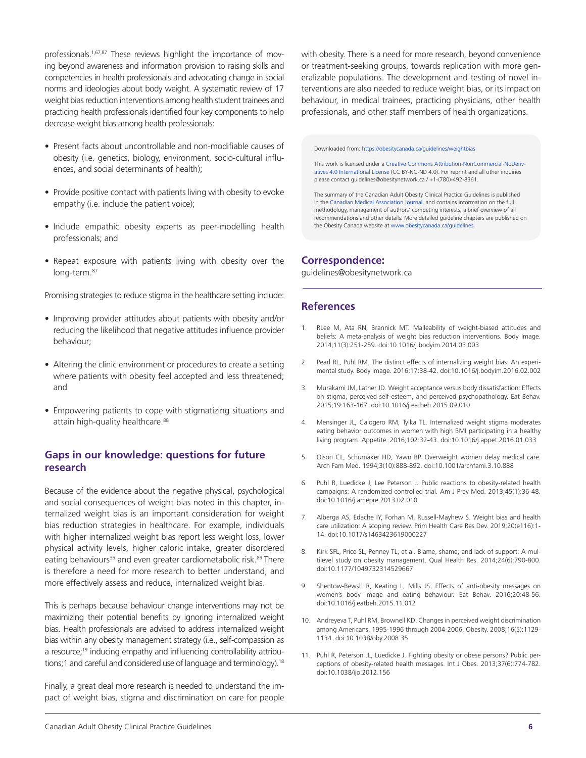professionals.[1,67,87] These reviews highlight the importance of moving beyond awareness and information provision to raising skills and competencies in health professionals and advocating change in social norms and ideologies about body weight. A systematic review of 17 weight bias reduction interventions among health student trainees and practicing health professionals identified four key components to help decrease weight bias among health professionals:

- Present facts about uncontrollable and non-modifiable causes of obesity (i.e. genetics, biology, environment, socio-cultural influences, and social determinants of health);
- Provide positive contact with patients living with obesity to evoke empathy (i.e. include the patient voice);
- Include empathic obesity experts as peer-modelling health professionals; and
- Repeat exposure with patients living with obesity over the long-term.[87]

Promising strategies to reduce stigma in the healthcare setting include:

- Improving provider attitudes about patients with obesity and/or reducing the likelihood that negative attitudes influence provider behaviour;
- Altering the clinic environment or procedures to create a setting where patients with obesity feel accepted and less threatened; and
- Empowering patients to cope with stigmatizing situations and attain high-quality healthcare.[88]

## Gaps in our knowledge: questions for future research

Because of the evidence about the negative physical, psychological and social consequences of weight bias noted in this chapter, internalized weight bias is an important consideration for weight bias reduction strategies in healthcare. For example, individuals with higher internalized weight bias report less weight loss, lower physical activity levels, higher caloric intake, greater disordered eating behaviours[35] and even greater cardiometabolic risk.[89] There is therefore a need for more research to better understand, and more effectively assess and reduce, internalized weight bias.

This is perhaps because behaviour change interventions may not be maximizing their potential benefits by ignoring internalized weight bias. Health professionals are advised to address internalized weight bias within any obesity management strategy (i.e., self-compassion as a resource;[19] inducing empathy and influencing controllability attributions;1 and careful and considered use of language and terminology).[18]

Finally, a great deal more research is needed to understand the impact of weight bias, stigma and discrimination on care for people with obesity. There is a need for more research, beyond convenience or treatment-seeking groups, towards replication with more generalizable populations. The development and testing of novel interventions are also needed to reduce weight bias, or its impact on behaviour, in medical trainees, practicing physicians, other health professionals, and other staff members of health organizations.

Downloaded from: https://obesitycanada.ca/guidelines/weightbias

This work is licensed under a Creative Commons Attribution-NonCommercial-NoDerivatives 4.0 International License (CC BY-NC-ND 4.0). For reprint and all other inquiries please contact guidelines@obesitynetwork.ca / +1-(780)-492-8361.

The summary of the Canadian Adult Obesity Clinical Practice Guidelines is published in the Canadian Medical Association Journal, and contains information on the full methodology, management of authors' competing interests, a brief overview of all recommendations and other details. More detailed guideline chapters are published on the Obesity Canada website at www.obesitycanada.ca/guidelines.

## Correspondence:

guidelines@obesitynetwork.ca

## References

1. RLee M, Ata RN, Brannick MT. Malleability of weight-biased attitudes and beliefs: A meta-analysis of weight bias reduction interventions. Body Image. 2014;11(3):251-259. doi:10.1016/j.bodyim.2014.03.003
2. Pearl RL, Puhl RM. The distinct effects of internalizing weight bias: An experimental study. Body Image. 2016;17:38-42. doi:10.1016/j.bodyim.2016.02.002
3. Murakami JM, Latner JD. Weight acceptance versus body dissatisfaction: Effects on stigma, perceived self-esteem, and perceived psychopathology. Eat Behav. 2015;19:163-167. doi:10.1016/j.eatbeh.2015.09.010
4. Mensinger JL, Calogero RM, Tylka TL. Internalized weight stigma moderates eating behavior outcomes in women with high BMI participating in a healthy living program. Appetite. 2016;102:32-43. doi:10.1016/j.appet.2016.01.033
5. Olson CL, Schumaker HD, Yawn BP. Overweight women delay medical care. Arch Fam Med. 1994;3(10):888-892. doi:10.1001/archfami.3.10.888
6. Puhl R, Luedicke J, Lee Peterson J. Public reactions to obesity-related health campaigns: A randomized controlled trial. Am J Prev Med. 2013;45(1):36-48. doi:10.1016/j.amepre.2013.02.010
7. Alberga AS, Edache IY, Forhan M, Russell-Mayhew S. Weight bias and health care utilization: A scoping review. Prim Health Care Res Dev. 2019;20(e116):1-14. doi:10.1017/s1463423619000227
8. Kirk SFL, Price SL, Penney TL, et al. Blame, shame, and lack of support: A multilevel study on obesity management. Qual Health Res. 2014;24(6):790-800. doi:10.1177/1049732314529667
9. Shentow-Bewsh R, Keating L, Mills JS. Effects of anti-obesity messages on women's body image and eating behaviour. Eat Behav. 2016;20:48-56. doi:10.1016/j.eatbeh.2015.11.012
10. Andreyeva T, Puhl RM, Brownell KD. Changes in perceived weight discrimination among Americans, 1995-1996 through 2004-2006. Obesity. 2008;16(5):1129-1134. doi:10.1038/oby.2008.35
11. Puhl R, Peterson JL, Luedicke J. Fighting obesity or obese persons? Public perceptions of obesity-related health messages. Int J Obes. 2013;37(6):774-782. doi:10.1038/ijo.2012.156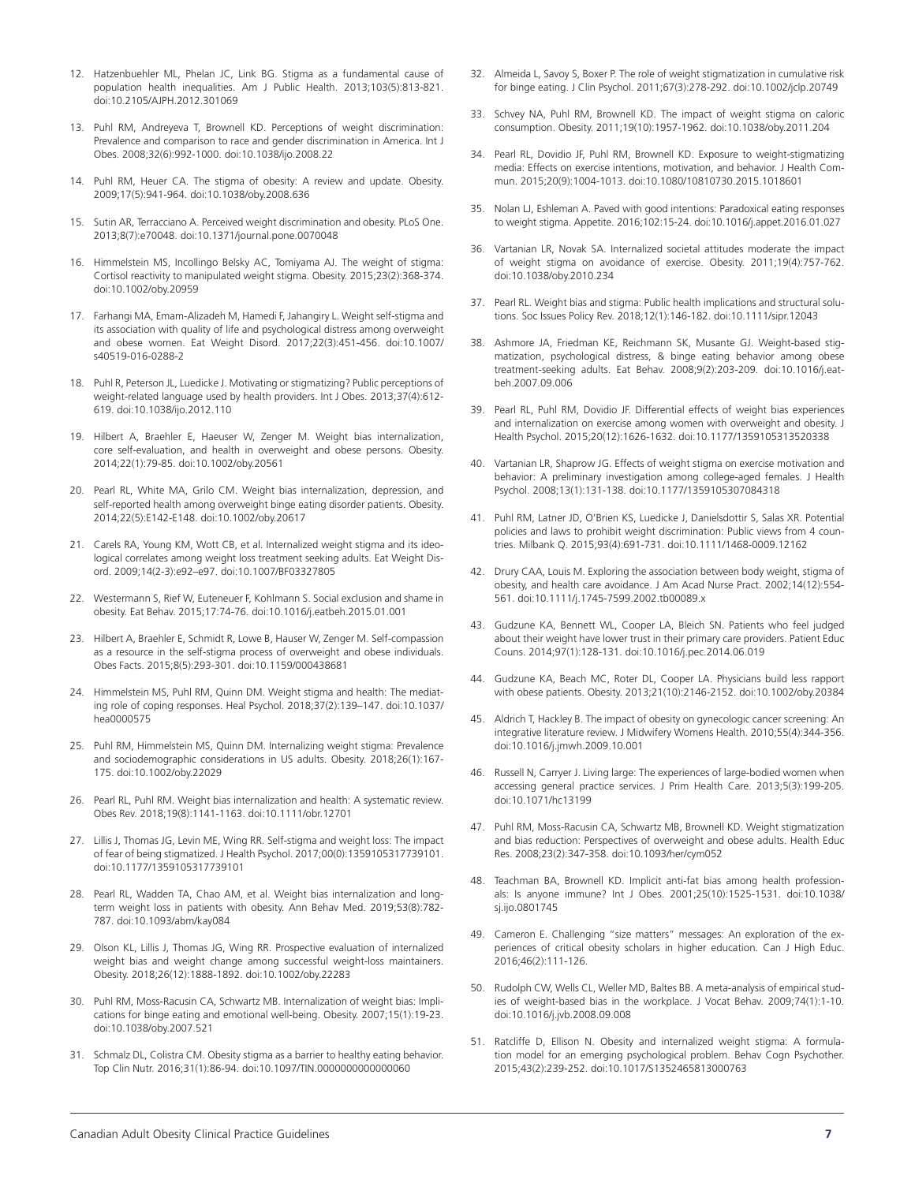12. Hatzenbuehler ML, Phelan JC, Link BG. Stigma as a fundamental cause of population health inequalities. Am J Public Health. 2013;103(5):813-821. doi:10.2105/AJPH.2012.301069

13. Puhl RM, Andreyeva T, Brownell KD. Perceptions of weight discrimination: Prevalence and comparison to race and gender discrimination in America. Int J Obes. 2008;32(6):992-1000. doi:10.1038/ijo.2008.22

14. Puhl RM, Heuer CA. The stigma of obesity: A review and update. Obesity. 2009;17(5):941-964. doi:10.1038/oby.2008.636

15. Sutin AR, Terracciano A. Perceived weight discrimination and obesity. PLoS One. 2013;8(7):e70048. doi:10.1371/journal.pone.0070048

16. Himmelstein MS, Incollingo Belsky AC, Tomiyama AJ. The weight of stigma: Cortisol reactivity to manipulated weight stigma. Obesity. 2015;23(2):368-374. doi:10.1002/oby.20959

17. Farhangi MA, Emam-Alizadeh M, Hamedi F, Jahangiry L. Weight self-stigma and its association with quality of life and psychological distress among overweight and obese women. Eat Weight Disord. 2017;22(3):451-456. doi:10.1007/s40519-016-0288-2

18. Puhl R, Peterson JL, Luedicke J. Motivating or stigmatizing? Public perceptions of weight-related language used by health providers. Int J Obes. 2013;37(4):612-619. doi:10.1038/ijo.2012.110

19. Hilbert A, Braehler E, Haeuser W, Zenger M. Weight bias internalization, core self-evaluation, and health in overweight and obese persons. Obesity. 2014;22(1):79-85. doi:10.1002/oby.20561

20. Pearl RL, White MA, Grilo CM. Weight bias internalization, depression, and self-reported health among overweight binge eating disorder patients. Obesity. 2014;22(5):E142-E148. doi:10.1002/oby.20617

21. Carels RA, Young KM, Wott CB, et al. Internalized weight stigma and its ideological correlates among weight loss treatment seeking adults. Eat Weight Disord. 2009;14(2-3):e92–e97. doi:10.1007/BF03327805

22. Westermann S, Rief W, Euteneuer F, Kohlmann S. Social exclusion and shame in obesity. Eat Behav. 2015;17:74-76. doi:10.1016/j.eatbeh.2015.01.001

23. Hilbert A, Braehler E, Schmidt R, Lowe B, Hauser W, Zenger M. Self-compassion as a resource in the self-stigma process of overweight and obese individuals. Obes Facts. 2015;8(5):293-301. doi:10.1159/000438681

24. Himmelstein MS, Puhl RM, Quinn DM. Weight stigma and health: The mediating role of coping responses. Heal Psychol. 2018;37(2):139–147. doi:10.1037/hea0000575

25. Puhl RM, Himmelstein MS, Quinn DM. Internalizing weight stigma: Prevalence and sociodemographic considerations in US adults. Obesity. 2018;26(1):167-175. doi:10.1002/oby.22029

26. Pearl RL, Puhl RM. Weight bias internalization and health: A systematic review. Obes Rev. 2018;19(8):1141-1163. doi:10.1111/obr.12701

27. Lillis J, Thomas JG, Levin ME, Wing RR. Self-stigma and weight loss: The impact of fear of being stigmatized. J Health Psychol. 2017;00(0):1359105317739101. doi:10.1177/1359105317739101

28. Pearl RL, Wadden TA, Chao AM, et al. Weight bias internalization and long-term weight loss in patients with obesity. Ann Behav Med. 2019;53(8):782-787. doi:10.1093/abm/kay084

29. Olson KL, Lillis J, Thomas JG, Wing RR. Prospective evaluation of internalized weight bias and weight change among successful weight-loss maintainers. Obesity. 2018;26(12):1888-1892. doi:10.1002/oby.22283

30. Puhl RM, Moss-Racusin CA, Schwartz MB. Internalization of weight bias: Implications for binge eating and emotional well-being. Obesity. 2007;15(1):19-23. doi:10.1038/oby.2007.521

31. Schmalz DL, Colistra CM. Obesity stigma as a barrier to healthy eating behavior. Top Clin Nutr. 2016;31(1):86-94. doi:10.1097/TIN.0000000000000060

32. Almeida L, Savoy S, Boxer P. The role of weight stigmatization in cumulative risk for binge eating. J Clin Psychol. 2011;67(3):278-292. doi:10.1002/jclp.20749

33. Schvey NA, Puhl RM, Brownell KD. The impact of weight stigma on caloric consumption. Obesity. 2011;19(10):1957-1962. doi:10.1038/oby.2011.204

34. Pearl RL, Dovidio JF, Puhl RM, Brownell KD. Exposure to weight-stigmatizing media: Effects on exercise intentions, motivation, and behavior. J Health Commun. 2015;20(9):1004-1013. doi:10.1080/10810730.2015.1018601

35. Nolan LJ, Eshleman A. Paved with good intentions: Paradoxical eating responses to weight stigma. Appetite. 2016;102:15-24. doi:10.1016/j.appet.2016.01.027

36. Vartanian LR, Novak SA. Internalized societal attitudes moderate the impact of weight stigma on avoidance of exercise. Obesity. 2011;19(4):757-762. doi:10.1038/oby.2010.234

37. Pearl RL. Weight bias and stigma: Public health implications and structural solutions. Soc Issues Policy Rev. 2018;12(1):146-182. doi:10.1111/sipr.12043

38. Ashmore JA, Friedman KE, Reichmann SK, Musante GJ. Weight-based stigmatization, psychological distress, & binge eating behavior among obese treatment-seeking adults. Eat Behav. 2008;9(2):203-209. doi:10.1016/j.eatbeh.2007.09.006

39. Pearl RL, Puhl RM, Dovidio JF. Differential effects of weight bias experiences and internalization on exercise among women with overweight and obesity. J Health Psychol. 2015;20(12):1626-1632. doi:10.1177/1359105313520338

40. Vartanian LR, Shaprow JG. Effects of weight stigma on exercise motivation and behavior: A preliminary investigation among college-aged females. J Health Psychol. 2008;13(1):131-138. doi:10.1177/1359105307084318

41. Puhl RM, Latner JD, O'Brien KS, Luedicke J, Danielsdottir S, Salas XR. Potential policies and laws to prohibit weight discrimination: Public views from 4 countries. Milbank Q. 2015;93(4):691-731. doi:10.1111/1468-0009.12162

42. Drury CAA, Louis M. Exploring the association between body weight, stigma of obesity, and health care avoidance. J Am Acad Nurse Pract. 2002;14(12):554-561. doi:10.1111/j.1745-7599.2002.tb00089.x

43. Gudzune KA, Bennett WL, Cooper LA, Bleich SN. Patients who feel judged about their weight have lower trust in their primary care providers. Patient Educ Couns. 2014;97(1):128-131. doi:10.1016/j.pec.2014.06.019

44. Gudzune KA, Beach MC, Roter DL, Cooper LA. Physicians build less rapport with obese patients. Obesity. 2013;21(10):2146-2152. doi:10.1002/oby.20384

45. Aldrich T, Hackley B. The impact of obesity on gynecologic cancer screening: An integrative literature review. J Midwifery Womens Health. 2010;55(4):344-356. doi:10.1016/j.jmwh.2009.10.001

46. Russell N, Carryer J. Living large: The experiences of large-bodied women when accessing general practice services. J Prim Health Care. 2013;5(3):199-205. doi:10.1071/hc13199

47. Puhl RM, Moss-Racusin CA, Schwartz MB, Brownell KD. Weight stigmatization and bias reduction: Perspectives of overweight and obese adults. Health Educ Res. 2008;23(2):347-358. doi:10.1093/her/cym052

48. Teachman BA, Brownell KD. Implicit anti-fat bias among health professionals: Is anyone immune? Int J Obes. 2001;25(10):1525-1531. doi:10.1038/sj.ijo.0801745

49. Cameron E. Challenging "size matters" messages: An exploration of the experiences of critical obesity scholars in higher education. Can J High Educ. 2016;46(2):111-126.

50. Rudolph CW, Wells CL, Weller MD, Baltes BB. A meta-analysis of empirical studies of weight-based bias in the workplace. J Vocat Behav. 2009;74(1):1-10. doi:10.1016/j.jvb.2008.09.008

51. Ratcliffe D, Ellison N. Obesity and internalized weight stigma: A formulation model for an emerging psychological problem. Behav Cogn Psychother. 2015;43(2):239-252. doi:10.1017/S1352465813000763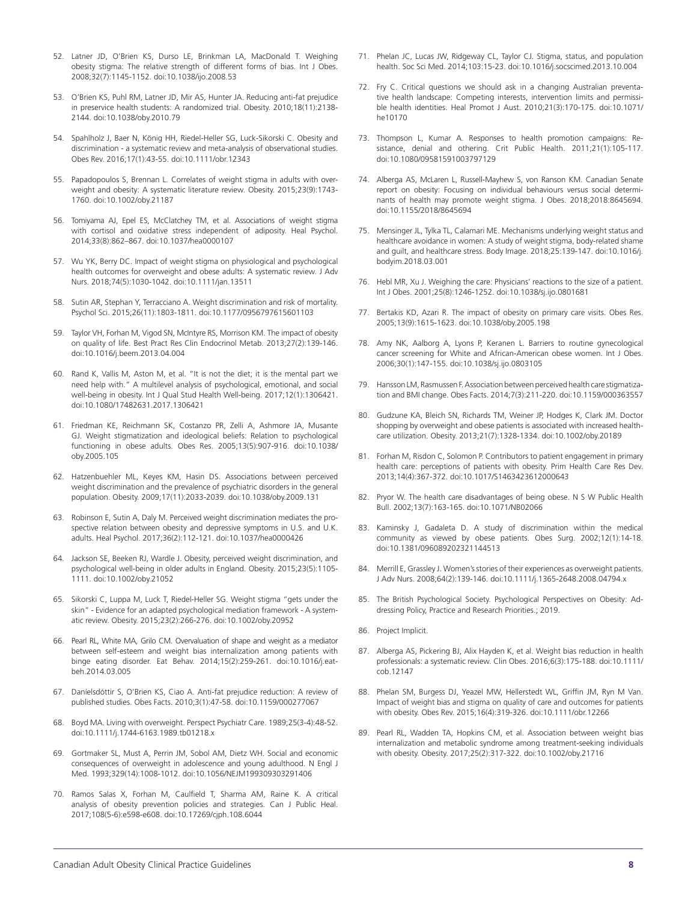52. Latner JD, O'Brien KS, Durso LE, Brinkman LA, MacDonald T. Weighing obesity stigma: The relative strength of different forms of bias. Int J Obes. 2008;32(7):1145-1152. doi:10.1038/ijo.2008.53

53. O'Brien KS, Puhl RM, Latner JD, Mir AS, Hunter JA. Reducing anti-fat prejudice in preservice health students: A randomized trial. Obesity. 2010;18(11):2138-2144. doi:10.1038/oby.2010.79

54. Spahlholz J, Baer N, König HH, Riedel-Heller SG, Luck-Sikorski C. Obesity and discrimination - a systematic review and meta-analysis of observational studies. Obes Rev. 2016;17(1):43-55. doi:10.1111/obr.12343

55. Papadopoulos S, Brennan L. Correlates of weight stigma in adults with overweight and obesity: A systematic literature review. Obesity. 2015;23(9):1743-1760. doi:10.1002/oby.21187

56. Tomiyama AJ, Epel ES, McClatchey TM, et al. Associations of weight stigma with cortisol and oxidative stress independent of adiposity. Heal Psychol. 2014;33(8):862–867. doi:10.1037/hea0000107

57. Wu YK, Berry DC. Impact of weight stigma on physiological and psychological health outcomes for overweight and obese adults: A systematic review. J Adv Nurs. 2018;74(5):1030-1042. doi:10.1111/jan.13511

58. Sutin AR, Stephan Y, Terracciano A. Weight discrimination and risk of mortality. Psychol Sci. 2015;26(11):1803-1811. doi:10.1177/0956797615601103

59. Taylor VH, Forhan M, Vigod SN, McIntyre RS, Morrison KM. The impact of obesity on quality of life. Best Pract Res Clin Endocrinol Metab. 2013;27(2):139-146. doi:10.1016/j.beem.2013.04.004

60. Rand K, Vallis M, Aston M, et al. "It is not the diet; it is the mental part we need help with." A multilevel analysis of psychological, emotional, and social well-being in obesity. Int J Qual Stud Health Well-being. 2017;12(1):1306421. doi:10.1080/17482631.2017.1306421

61. Friedman KE, Reichmann SK, Costanzo PR, Zelli A, Ashmore JA, Musante GJ. Weight stigmatization and ideological beliefs: Relation to psychological functioning in obese adults. Obes Res. 2005;13(5):907-916. doi:10.1038/oby.2005.105

62. Hatzenbuehler ML, Keyes KM, Hasin DS. Associations between perceived weight discrimination and the prevalence of psychiatric disorders in the general population. Obesity. 2009;17(11):2033-2039. doi:10.1038/oby.2009.131

63. Robinson E, Sutin A, Daly M. Perceived weight discrimination mediates the prospective relation between obesity and depressive symptoms in U.S. and U.K. adults. Heal Psychol. 2017;36(2):112-121. doi:10.1037/hea0000426

64. Jackson SE, Beeken RJ, Wardle J. Obesity, perceived weight discrimination, and psychological well-being in older adults in England. Obesity. 2015;23(5):1105-1111. doi:10.1002/oby.21052

65. Sikorski C, Luppa M, Luck T, Riedel-Heller SG. Weight stigma "gets under the skin" - Evidence for an adapted psychological mediation framework - A systematic review. Obesity. 2015;23(2):266-276. doi:10.1002/oby.20952

66. Pearl RL, White MA, Grilo CM. Overvaluation of shape and weight as a mediator between self-esteem and weight bias internalization among patients with binge eating disorder. Eat Behav. 2014;15(2):259-261. doi:10.1016/j.eatbeh.2014.03.005

67. Daníelsdóttir S, O'Brien KS, Ciao A. Anti-fat prejudice reduction: A review of published studies. Obes Facts. 2010;3(1):47-58. doi:10.1159/000277067

68. Boyd MA. Living with overweight. Perspect Psychiatr Care. 1989;25(3-4):48-52. doi:10.1111/j.1744-6163.1989.tb01218.x

69. Gortmaker SL, Must A, Perrin JM, Sobol AM, Dietz WH. Social and economic consequences of overweight in adolescence and young adulthood. N Engl J Med. 1993;329(14):1008-1012. doi:10.1056/NEJM199309303291406

70. Ramos Salas X, Forhan M, Caulfield T, Sharma AM, Raine K. A critical analysis of obesity prevention policies and strategies. Can J Public Heal. 2017;108(5-6):e598-e608. doi:10.17269/cjph.108.6044

71. Phelan JC, Lucas JW, Ridgeway CL, Taylor CJ. Stigma, status, and population health. Soc Sci Med. 2014;103:15-23. doi:10.1016/j.socscimed.2013.10.004

72. Fry C. Critical questions we should ask in a changing Australian preventative health landscape: Competing interests, intervention limits and permissible health identities. Heal Promot J Aust. 2010;21(3):170-175. doi:10.1071/he10170

73. Thompson L, Kumar A. Responses to health promotion campaigns: Resistance, denial and othering. Crit Public Health. 2011;21(1):105-117. doi:10.1080/09581591003797129

74. Alberga AS, McLaren L, Russell-Mayhew S, von Ranson KM. Canadian Senate report on obesity: Focusing on individual behaviours versus social determinants of health may promote weight stigma. J Obes. 2018;2018:8645694. doi:10.1155/2018/8645694

75. Mensinger JL, Tylka TL, Calamari ME. Mechanisms underlying weight status and healthcare avoidance in women: A study of weight stigma, body-related shame and guilt, and healthcare stress. Body Image. 2018;25:139-147. doi:10.1016/j.bodyim.2018.03.001

76. Hebl MR, Xu J. Weighing the care: Physicians' reactions to the size of a patient. Int J Obes. 2001;25(8):1246-1252. doi:10.1038/sj.ijo.0801681

77. Bertakis KD, Azari R. The impact of obesity on primary care visits. Obes Res. 2005;13(9):1615-1623. doi:10.1038/oby.2005.198

78. Amy NK, Aalborg A, Lyons P, Keranen L. Barriers to routine gynecological cancer screening for White and African-American obese women. Int J Obes. 2006;30(1):147-155. doi:10.1038/sj.ijo.0803105

79. Hansson LM, Rasmussen F. Association between perceived health care stigmatization and BMI change. Obes Facts. 2014;7(3):211-220. doi:10.1159/000363557

80. Gudzune KA, Bleich SN, Richards TM, Weiner JP, Hodges K, Clark JM. Doctor shopping by overweight and obese patients is associated with increased healthcare utilization. Obesity. 2013;21(7):1328-1334. doi:10.1002/oby.20189

81. Forhan M, Risdon C, Solomon P. Contributors to patient engagement in primary health care: perceptions of patients with obesity. Prim Health Care Res Dev. 2013;14(4):367-372. doi:10.1017/S1463423612000643

82. Pryor W. The health care disadvantages of being obese. N S W Public Health Bull. 2002;13(7):163-165. doi:10.1071/NB02066

83. Kaminsky J, Gadaleta D. A study of discrimination within the medical community as viewed by obese patients. Obes Surg. 2002;12(1):14-18. doi:10.1381/096089202321144513

84. Merrill E, Grassley J. Women's stories of their experiences as overweight patients. J Adv Nurs. 2008;64(2):139-146. doi:10.1111/j.1365-2648.2008.04794.x

85. The British Psychological Society. Psychological Perspectives on Obesity: Addressing Policy, Practice and Research Priorities.; 2019.

86. Project Implicit.

87. Alberga AS, Pickering BJ, Alix Hayden K, et al. Weight bias reduction in health professionals: a systematic review. Clin Obes. 2016;6(3):175-188. doi:10.1111/cob.12147

88. Phelan SM, Burgess DJ, Yeazel MW, Hellerstedt WL, Griffin JM, Ryn M Van. Impact of weight bias and stigma on quality of care and outcomes for patients with obesity. Obes Rev. 2015;16(4):319-326. doi:10.1111/obr.12266

89. Pearl RL, Wadden TA, Hopkins CM, et al. Association between weight bias internalization and metabolic syndrome among treatment-seeking individuals with obesity. Obesity. 2017;25(2):317-322. doi:10.1002/oby.21716